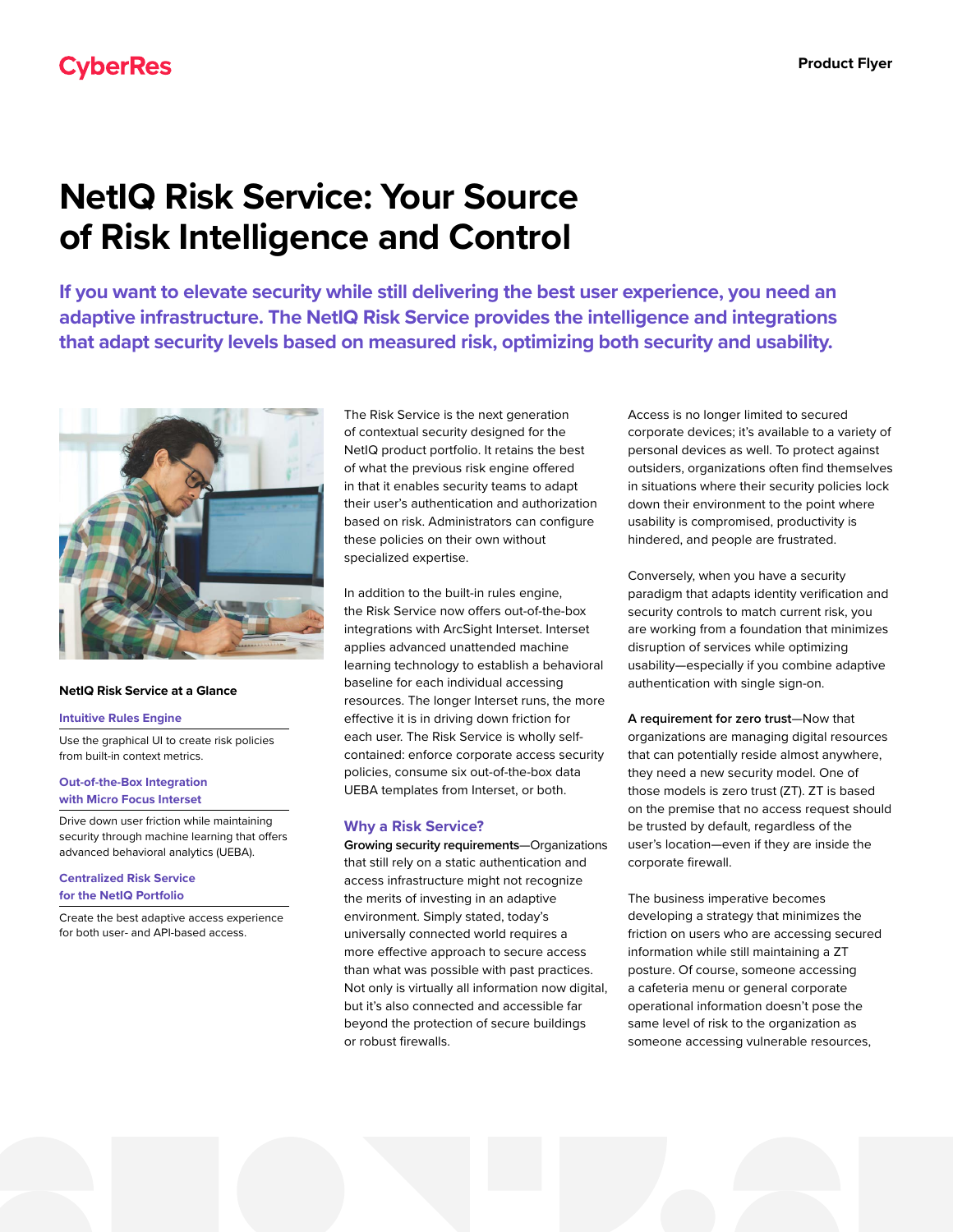CyberRes

Product Flyer

# NetIQ Risk Service: Your Source of Risk Intelligence and Control

**If you want to elevate security while still delivering the best user experience, you need an adaptive infrastructure. The NetIQ Risk Service provides the intelligence and integrations that adapt security levels based on measured risk, optimizing both security and usability.**

### NetIQ Risk Service at a Glance

**Intuitive Rules Engine**

Use the graphical UI to create risk policies from built-in context metrics.

**Out-of-the-Box Integration with Micro Focus Interset**

Drive down user friction while maintaining security through machine learning that offers advanced behavioral analytics (UEBA).

**Centralized Risk Service for the NetIQ Portfolio**

Create the best adaptive access experience for both user- and API-based access.

The Risk Service is the next generation of contextual security designed for the NetIQ product portfolio. It retains the best of what the previous risk engine offered in that it enables security teams to adapt their user's authentication and authorization based on risk. Administrators can configure these policies on their own without specialized expertise.

In addition to the built-in rules engine, the Risk Service now offers out-of-the-box integrations with ArcSight Interset. Interset applies advanced unattended machine learning technology to establish a behavioral baseline for each individual accessing resources. The longer Interset runs, the more effective it is in driving down friction for each user. The Risk Service is wholly self-contained: enforce corporate access security policies, consume six out-of-the-box data UEBA templates from Interset, or both.

## Why a Risk Service?

**Growing security requirements**—Organizations that still rely on a static authentication and access infrastructure might not recognize the merits of investing in an adaptive environment. Simply stated, today's universally connected world requires a more effective approach to secure access than what was possible with past practices. Not only is virtually all information now digital, but it's also connected and accessible far beyond the protection of secure buildings or robust firewalls.

Access is no longer limited to secured corporate devices; it's available to a variety of personal devices as well. To protect against outsiders, organizations often find themselves in situations where their security policies lock down their environment to the point where usability is compromised, productivity is hindered, and people are frustrated.

Conversely, when you have a security paradigm that adapts identity verification and security controls to match current risk, you are working from a foundation that minimizes disruption of services while optimizing usability—especially if you combine adaptive authentication with single sign-on.

**A requirement for zero trust**—Now that organizations are managing digital resources that can potentially reside almost anywhere, they need a new security model. One of those models is zero trust (ZT). ZT is based on the premise that no access request should be trusted by default, regardless of the user's location—even if they are inside the corporate firewall.

The business imperative becomes developing a strategy that minimizes the friction on users who are accessing secured information while still maintaining a ZT posture. Of course, someone accessing a cafeteria menu or general corporate operational information doesn't pose the same level of risk to the organization as someone accessing vulnerable resources,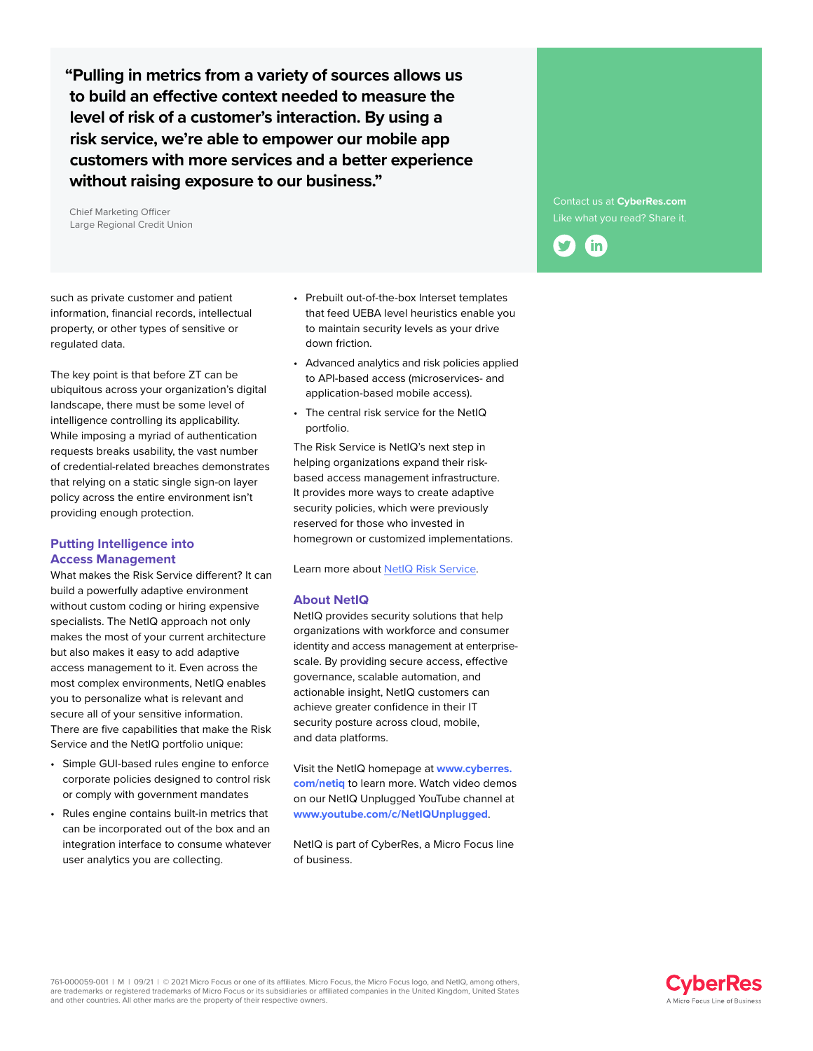> **"Pulling in metrics from a variety of sources allows us to build an effective context needed to measure the level of risk of a customer's interaction. By using a risk service, we're able to empower our mobile app customers with more services and a better experience without raising exposure to our business."**
>
> Chief Marketing Officer
> Large Regional Credit Union

Contact us at **CyberRes.com**
Like what you read? Share it.

such as private customer and patient information, financial records, intellectual property, or other types of sensitive or regulated data.

The key point is that before ZT can be ubiquitous across your organization's digital landscape, there must be some level of intelligence controlling its applicability. While imposing a myriad of authentication requests breaks usability, the vast number of credential-related breaches demonstrates that relying on a static single sign-on layer policy across the entire environment isn't providing enough protection.

## Putting Intelligence into Access Management

What makes the Risk Service different? It can build a powerfully adaptive environment without custom coding or hiring expensive specialists. The NetIQ approach not only makes the most of your current architecture but also makes it easy to add adaptive access management to it. Even across the most complex environments, NetIQ enables you to personalize what is relevant and secure all of your sensitive information. There are five capabilities that make the Risk Service and the NetIQ portfolio unique:

- Simple GUI-based rules engine to enforce corporate policies designed to control risk or comply with government mandates
- Rules engine contains built-in metrics that can be incorporated out of the box and an integration interface to consume whatever user analytics you are collecting.
- Prebuilt out-of-the-box Interset templates that feed UEBA level heuristics enable you to maintain security levels as your drive down friction.
- Advanced analytics and risk policies applied to API-based access (microservices- and application-based mobile access).
- The central risk service for the NetIQ portfolio.

The Risk Service is NetIQ's next step in helping organizations expand their risk-based access management infrastructure. It provides more ways to create adaptive security policies, which were previously reserved for those who invested in homegrown or customized implementations.

Learn more about NetIQ Risk Service.

## About NetIQ

NetIQ provides security solutions that help organizations with workforce and consumer identity and access management at enterprise-scale. By providing secure access, effective governance, scalable automation, and actionable insight, NetIQ customers can achieve greater confidence in their IT security posture across cloud, mobile, and data platforms.

Visit the NetIQ homepage at **www.cyberres.com/netiq** to learn more. Watch video demos on our NetIQ Unplugged YouTube channel at **www.youtube.com/c/NetIQUnplugged**.

NetIQ is part of CyberRes, a Micro Focus line of business.

761-000059-001 | M | 09/21 | © 2021 Micro Focus or one of its affiliates. Micro Focus, the Micro Focus logo, and NetIQ, among others, are trademarks or registered trademarks of Micro Focus or its subsidiaries or affiliated companies in the United Kingdom, United States and other countries. All other marks are the property of their respective owners.

CyberRes
A Micro Focus Line of Business